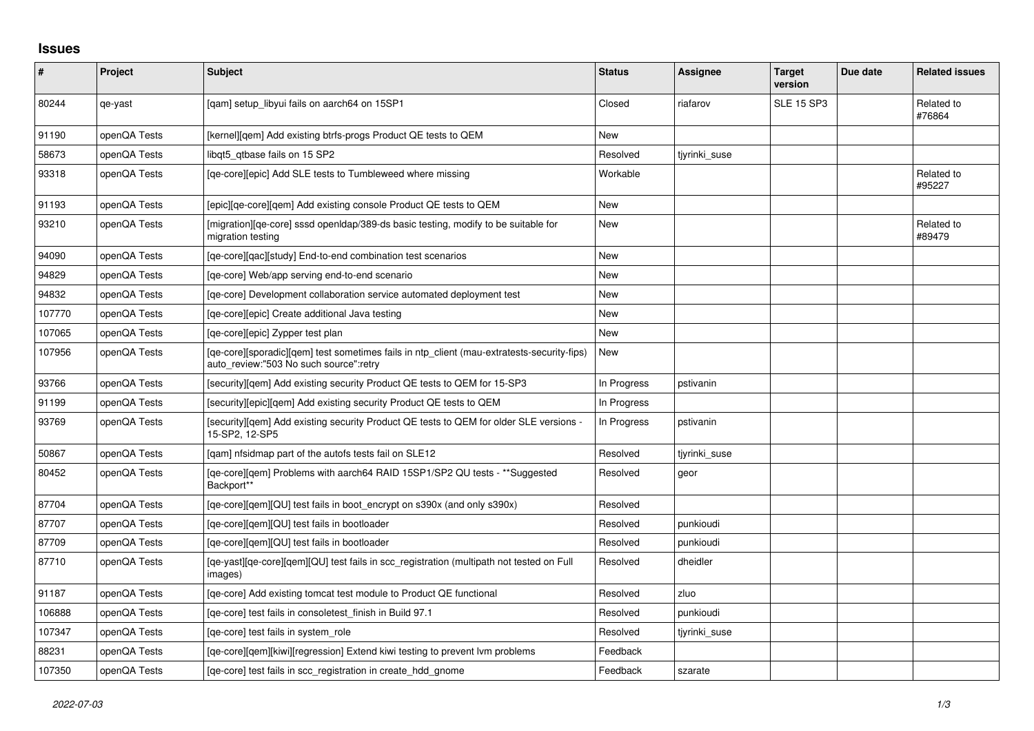## Issues

| # | Project | Subject | Status | Assignee | Target version | Due date | Related issues |
|---|---|---|---|---|---|---|---|
| 80244 | qe-yast | [qam] setup_libyui fails on aarch64 on 15SP1 | Closed | riafarov | SLE 15 SP3 | | Related to #76864 |
| 91190 | openQA Tests | [kernel][qem] Add existing btrfs-progs Product QE tests to QEM | New | | | | |
| 58673 | openQA Tests | libqt5_qtbase fails on 15 SP2 | Resolved | tjyrinki_suse | | | |
| 93318 | openQA Tests | [qe-core][epic] Add SLE tests to Tumbleweed where missing | Workable | | | | Related to #95227 |
| 91193 | openQA Tests | [epic][qe-core][qem] Add existing console Product QE tests to QEM | New | | | | |
| 93210 | openQA Tests | [migration][qe-core] sssd openldap/389-ds basic testing, modify to be suitable for migration testing | New | | | | Related to #89479 |
| 94090 | openQA Tests | [qe-core][qac][study] End-to-end combination test scenarios | New | | | | |
| 94829 | openQA Tests | [qe-core] Web/app serving end-to-end scenario | New | | | | |
| 94832 | openQA Tests | [qe-core] Development collaboration service automated deployment test | New | | | | |
| 107770 | openQA Tests | [qe-core][epic] Create additional Java testing | New | | | | |
| 107065 | openQA Tests | [qe-core][epic] Zypper test plan | New | | | | |
| 107956 | openQA Tests | [qe-core][sporadic][qem] test sometimes fails in ntp_client (mau-extratests-security-fips) auto_review:"503 No such source":retry | New | | | | |
| 93766 | openQA Tests | [security][qem] Add existing security Product QE tests to QEM for 15-SP3 | In Progress | pstivanin | | | |
| 91199 | openQA Tests | [security][epic][qem] Add existing security Product QE tests to QEM | In Progress | | | | |
| 93769 | openQA Tests | [security][qem] Add existing security Product QE tests to QEM for older SLE versions - 15-SP2, 12-SP5 | In Progress | pstivanin | | | |
| 50867 | openQA Tests | [qam] nfsidmap part of the autofs tests fail on SLE12 | Resolved | tjyrinki_suse | | | |
| 80452 | openQA Tests | [qe-core][qem] Problems with aarch64 RAID 15SP1/SP2 QU tests - **Suggested Backport** | Resolved | geor | | | |
| 87704 | openQA Tests | [qe-core][qem][QU] test fails in boot_encrypt on s390x (and only s390x) | Resolved | | | | |
| 87707 | openQA Tests | [qe-core][qem][QU] test fails in bootloader | Resolved | punkioudi | | | |
| 87709 | openQA Tests | [qe-core][qem][QU] test fails in bootloader | Resolved | punkioudi | | | |
| 87710 | openQA Tests | [qe-yast][qe-core][qem][QU] test fails in scc_registration (multipath not tested on Full images) | Resolved | dheidler | | | |
| 91187 | openQA Tests | [qe-core] Add existing tomcat test module to Product QE functional | Resolved | zluo | | | |
| 106888 | openQA Tests | [qe-core] test fails in consoletest_finish in Build 97.1 | Resolved | punkioudi | | | |
| 107347 | openQA Tests | [qe-core] test fails in system_role | Resolved | tjyrinki_suse | | | |
| 88231 | openQA Tests | [qe-core][qem][kiwi][regression] Extend kiwi testing to prevent lvm problems | Feedback | | | | |
| 107350 | openQA Tests | [qe-core] test fails in scc_registration in create_hdd_gnome | Feedback | szarate | | | |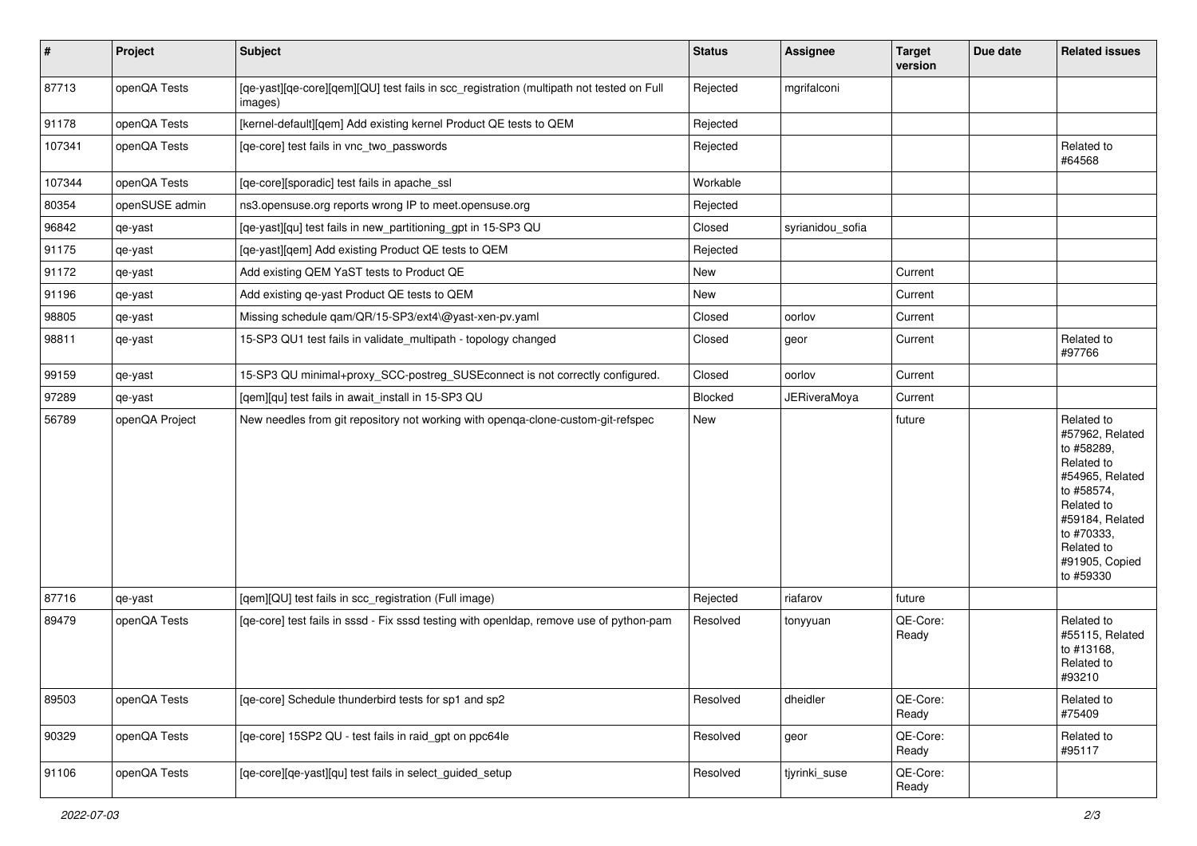| # | Project | Subject | Status | Assignee | Target version | Due date | Related issues |
|---|---|---|---|---|---|---|---|
| 87713 | openQA Tests | [qe-yast][qe-core][qem][QU] test fails in scc_registration (multipath not tested on Full images) | Rejected | mgrifalconi | | | |
| 91178 | openQA Tests | [kernel-default][qem] Add existing kernel Product QE tests to QEM | Rejected | | | | |
| 107341 | openQA Tests | [qe-core] test fails in vnc_two_passwords | Rejected | | | | Related to #64568 |
| 107344 | openQA Tests | [qe-core][sporadic] test fails in apache_ssl | Workable | | | | |
| 80354 | openSUSE admin | ns3.opensuse.org reports wrong IP to meet.opensuse.org | Rejected | | | | |
| 96842 | qe-yast | [qe-yast][qu] test fails in new_partitioning_gpt in 15-SP3 QU | Closed | syrianidou_sofia | | | |
| 91175 | qe-yast | [qe-yast][qem] Add existing Product QE tests to QEM | Rejected | | | | |
| 91172 | qe-yast | Add existing QEM YaST tests to Product QE | New | | Current | | |
| 91196 | qe-yast | Add existing qe-yast Product QE tests to QEM | New | | Current | | |
| 98805 | qe-yast | Missing schedule qam/QR/15-SP3/ext4\@yast-xen-pv.yaml | Closed | oorlov | Current | | |
| 98811 | qe-yast | 15-SP3 QU1 test fails in validate_multipath - topology changed | Closed | geor | Current | | Related to #97766 |
| 99159 | qe-yast | 15-SP3 QU minimal+proxy_SCC-postreg_SUSEconnect is not correctly configured. | Closed | oorlov | Current | | |
| 97289 | qe-yast | [qem][qu] test fails in await_install in 15-SP3 QU | Blocked | JERiveraMoya | Current | | |
| 56789 | openQA Project | New needles from git repository not working with openqa-clone-custom-git-refspec | New | | future | | Related to #57962, Related to #58289, Related to #54965, Related to #58574, Related to #59184, Related to #70333, Related to #91905, Copied to #59330 |
| 87716 | qe-yast | [qem][QU] test fails in scc_registration (Full image) | Rejected | riafarov | future | | |
| 89479 | openQA Tests | [qe-core] test fails in sssd - Fix sssd testing with openldap, remove use of python-pam | Resolved | tonyyuan | QE-Core: Ready | | Related to #55115, Related to #13168, Related to #93210 |
| 89503 | openQA Tests | [qe-core] Schedule thunderbird tests for sp1 and sp2 | Resolved | dheidler | QE-Core: Ready | | Related to #75409 |
| 90329 | openQA Tests | [qe-core] 15SP2 QU - test fails in raid_gpt on ppc64le | Resolved | geor | QE-Core: Ready | | Related to #95117 |
| 91106 | openQA Tests | [qe-core][qe-yast][qu] test fails in select_guided_setup | Resolved | tjyrinki_suse | QE-Core: Ready | | |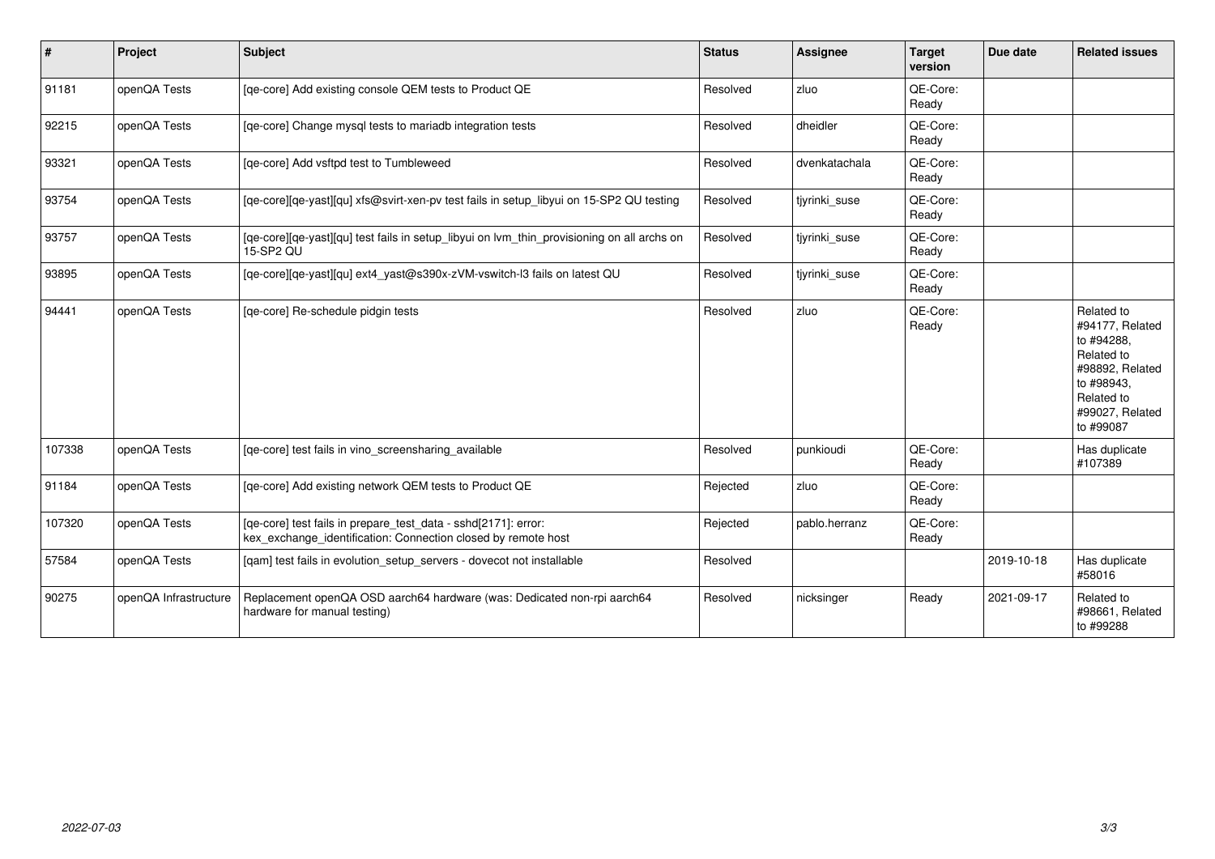| # | Project | Subject | Status | Assignee | Target version | Due date | Related issues |
|---|---|---|---|---|---|---|---|
| 91181 | openQA Tests | [qe-core] Add existing console QEM tests to Product QE | Resolved | zluo | QE-Core: Ready | | |
| 92215 | openQA Tests | [qe-core] Change mysql tests to mariadb integration tests | Resolved | dheidler | QE-Core: Ready | | |
| 93321 | openQA Tests | [qe-core] Add vsftpd test to Tumbleweed | Resolved | dvenkatachala | QE-Core: Ready | | |
| 93754 | openQA Tests | [qe-core][qe-yast][qu] xfs@svirt-xen-pv test fails in setup_libyui on 15-SP2 QU testing | Resolved | tjyrinki_suse | QE-Core: Ready | | |
| 93757 | openQA Tests | [qe-core][qe-yast][qu] test fails in setup_libyui on lvm_thin_provisioning on all archs on 15-SP2 QU | Resolved | tjyrinki_suse | QE-Core: Ready | | |
| 93895 | openQA Tests | [qe-core][qe-yast][qu] ext4_yast@s390x-zVM-vswitch-l3 fails on latest QU | Resolved | tjyrinki_suse | QE-Core: Ready | | |
| 94441 | openQA Tests | [qe-core] Re-schedule pidgin tests | Resolved | zluo | QE-Core: Ready | | Related to #94177, Related to #94288, Related to #98892, Related to #98943, Related to #99027, Related to #99087 |
| 107338 | openQA Tests | [qe-core] test fails in vino_screensharing_available | Resolved | punkioudi | QE-Core: Ready | | Has duplicate #107389 |
| 91184 | openQA Tests | [qe-core] Add existing network QEM tests to Product QE | Rejected | zluo | QE-Core: Ready | | |
| 107320 | openQA Tests | [qe-core] test fails in prepare_test_data - sshd[2171]: error: kex_exchange_identification: Connection closed by remote host | Rejected | pablo.herranz | QE-Core: Ready | | |
| 57584 | openQA Tests | [qam] test fails in evolution_setup_servers - dovecot not installable | Resolved | | | 2019-10-18 | Has duplicate #58016 |
| 90275 | openQA Infrastructure | Replacement openQA OSD aarch64 hardware (was: Dedicated non-rpi aarch64 hardware for manual testing) | Resolved | nicksinger | Ready | 2021-09-17 | Related to #98661, Related to #99288 |